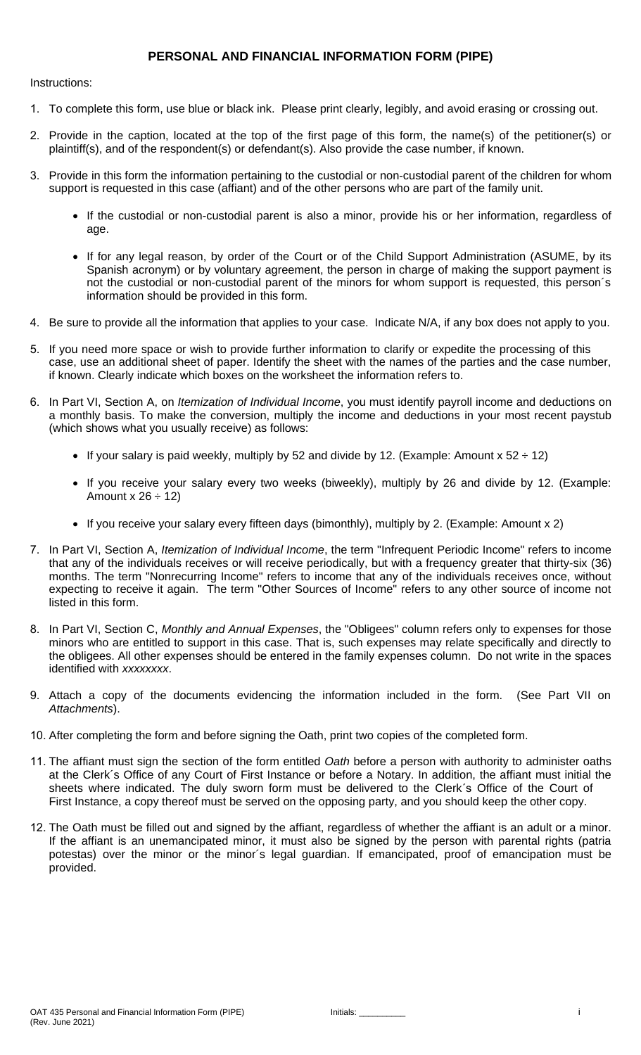## PERSONAL AND FINANCIAL INFORMATION FORM (PIPE)

Instructions:

1. To complete this form, use blue or black ink. Please print clearly, legibly, and avoid erasing or crossing out.

2. Provide in the caption, located at the top of the first page of this form, the name(s) of the petitioner(s) or plaintiff(s), and of the respondent(s) or defendant(s). Also provide the case number, if known.

3. Provide in this form the information pertaining to the custodial or non-custodial parent of the children for whom support is requested in this case (affiant) and of the other persons who are part of the family unit.

   - If the custodial or non-custodial parent is also a minor, provide his or her information, regardless of age.

   - If for any legal reason, by order of the Court or of the Child Support Administration (ASUME, by its Spanish acronym) or by voluntary agreement, the person in charge of making the support payment is not the custodial or non-custodial parent of the minors for whom support is requested, this person´s information should be provided in this form.

4. Be sure to provide all the information that applies to your case. Indicate N/A, if any box does not apply to you.

5. If you need more space or wish to provide further information to clarify or expedite the processing of this case, use an additional sheet of paper. Identify the sheet with the names of the parties and the case number, if known. Clearly indicate which boxes on the worksheet the information refers to.

6. In Part VI, Section A, on *Itemization of Individual Income*, you must identify payroll income and deductions on a monthly basis. To make the conversion, multiply the income and deductions in your most recent paystub (which shows what you usually receive) as follows:

   - If your salary is paid weekly, multiply by 52 and divide by 12. (Example: Amount x 52 ÷ 12)

   - If you receive your salary every two weeks (biweekly), multiply by 26 and divide by 12. (Example: Amount x 26 ÷ 12)

   - If you receive your salary every fifteen days (bimonthly), multiply by 2. (Example: Amount x 2)

7. In Part VI, Section A, *Itemization of Individual Income*, the term "Infrequent Periodic Income" refers to income that any of the individuals receives or will receive periodically, but with a frequency greater that thirty-six (36) months. The term "Nonrecurring Income" refers to income that any of the individuals receives once, without expecting to receive it again. The term "Other Sources of Income" refers to any other source of income not listed in this form.

8. In Part VI, Section C, *Monthly and Annual Expenses*, the "Obligees" column refers only to expenses for those minors who are entitled to support in this case. That is, such expenses may relate specifically and directly to the obligees. All other expenses should be entered in the family expenses column. Do not write in the spaces identified with *xxxxxxxx*.

9. Attach a copy of the documents evidencing the information included in the form. (See Part VII on *Attachments*).

10. After completing the form and before signing the Oath, print two copies of the completed form.

11. The affiant must sign the section of the form entitled *Oath* before a person with authority to administer oaths at the Clerk´s Office of any Court of First Instance or before a Notary. In addition, the affiant must initial the sheets where indicated. The duly sworn form must be delivered to the Clerk´s Office of the Court of First Instance, a copy thereof must be served on the opposing party, and you should keep the other copy.

12. The Oath must be filled out and signed by the affiant, regardless of whether the affiant is an adult or a minor. If the affiant is an unemancipated minor, it must also be signed by the person with parental rights (patria potestas) over the minor or the minor´s legal guardian. If emancipated, proof of emancipation must be provided.

OAT 435 Personal and Financial Information Form (PIPE)
(Rev. June 2021)

Initials: _________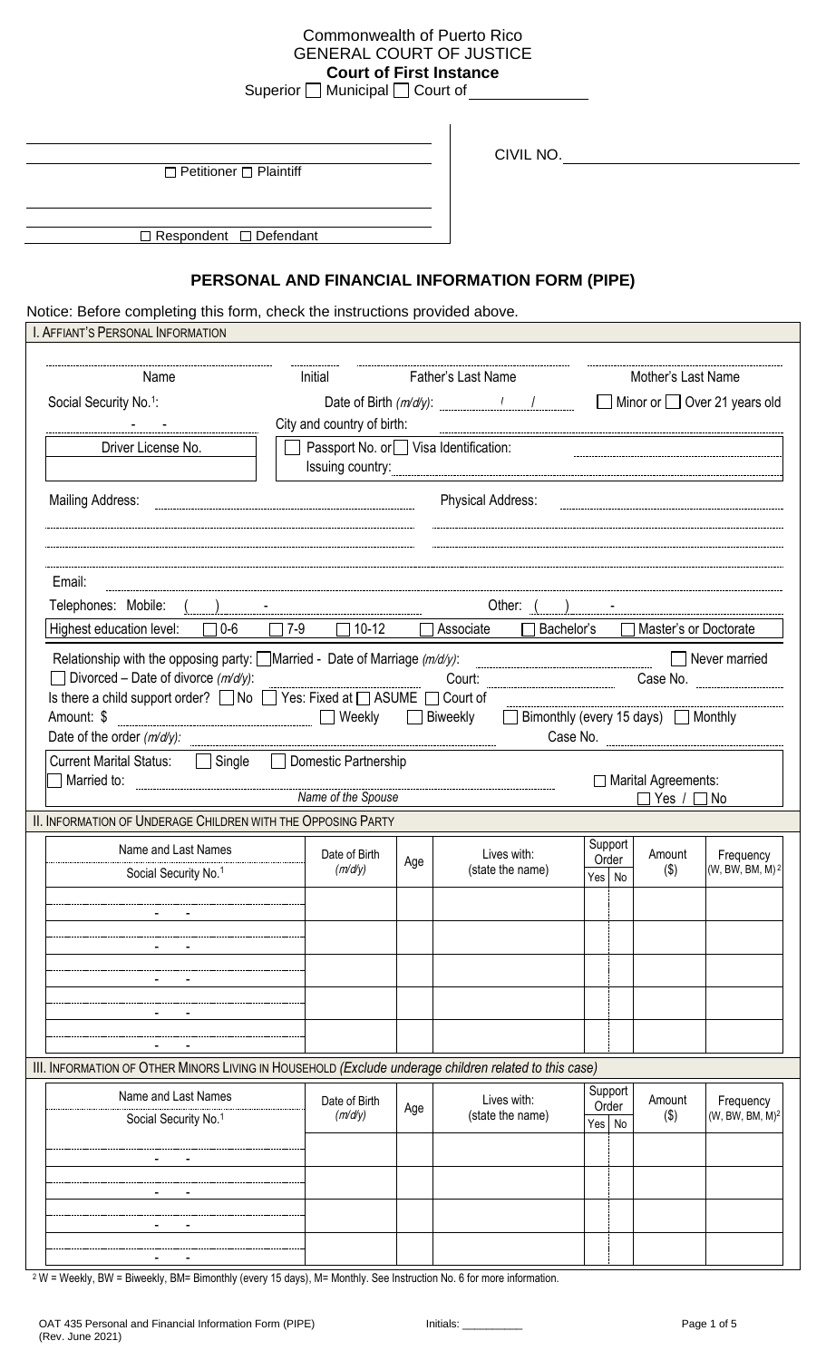Commonwealth of Puerto Rico
GENERAL COURT OF JUSTICE
**Court of First Instance**
Superior ☐ Municipal ☐ Court of ______________

______________________________
☐ Petitioner ☐ Plaintiff

______________________________
☐ Respondent ☐ Defendant

CIVIL NO. ______________________

## PERSONAL AND FINANCIAL INFORMATION FORM (PIPE)

Notice: Before completing this form, check the instructions provided above.

### I. AFFIANT'S PERSONAL INFORMATION

| Name | Initial | Father's Last Name | Mother's Last Name |
|---|---|---|---|

Social Security No.[1]: ___ - ___ - ___
Date of Birth *(m/d/y)*: ___ / ___ / ___ ☐ Minor or ☐ Over 21 years old
City and country of birth: ______________________

Driver License No.: ______________
☐ Passport No. or ☐ Visa Identification: ______________
Issuing country: ______________

Mailing Address: ______________________
Physical Address: ______________________

Email: ______________________

Telephones: Mobile: ( ) - ______ Other: ( ) - ______

Highest education level: ☐ 0-6 ☐ 7-9 ☐ 10-12 ☐ Associate ☐ Bachelor's ☐ Master's or Doctorate

Relationship with the opposing party: ☐ Married - Date of Marriage *(m/d/y)*: ______ ☐ Never married
☐ Divorced – Date of divorce *(m/d/y)*: ______ Court: ______ Case No. ______
Is there a child support order? ☐ No ☐ Yes: Fixed at ☐ ASUME ☐ Court of ______
Amount: $ ______ ☐ Weekly ☐ Biweekly ☐ Bimonthly (every 15 days) ☐ Monthly
Date of the order *(m/d/y)*: ______ Case No. ______

Current Marital Status: ☐ Single ☐ Domestic Partnership
☐ Married to: ______________________ *(Name of the Spouse)* ☐ Marital Agreements: ☐ Yes / ☐ No

### II. INFORMATION OF UNDERAGE CHILDREN WITH THE OPPOSING PARTY

| Name and Last Names / Social Security No.[1] | Date of Birth *(m/d/y)* | Age | Lives with: (state the name) | Support Order Yes | Support Order No | Amount ($) | Frequency (W, BW, BM, M)[2] |
|---|---|---|---|---|---|---|---|
| - - | | | | | | | |
| - - | | | | | | | |
| - - | | | | | | | |
| - - | | | | | | | |
| - - | | | | | | | |

### III. INFORMATION OF OTHER MINORS LIVING IN HOUSEHOLD *(Exclude underage children related to this case)*

| Name and Last Names / Social Security No.[1] | Date of Birth *(m/d/y)* | Age | Lives with: (state the name) | Support Order Yes | Support Order No | Amount ($) | Frequency (W, BW, BM, M)[2] |
|---|---|---|---|---|---|---|---|
| - - | | | | | | | |
| - - | | | | | | | |
| - - | | | | | | | |
| - - | | | | | | | |

[2] W = Weekly, BW = Biweekly, BM= Bimonthly (every 15 days), M= Monthly. See Instruction No. 6 for more information.

OAT 435 Personal and Financial Information Form (PIPE) (Rev. June 2021) Initials: __________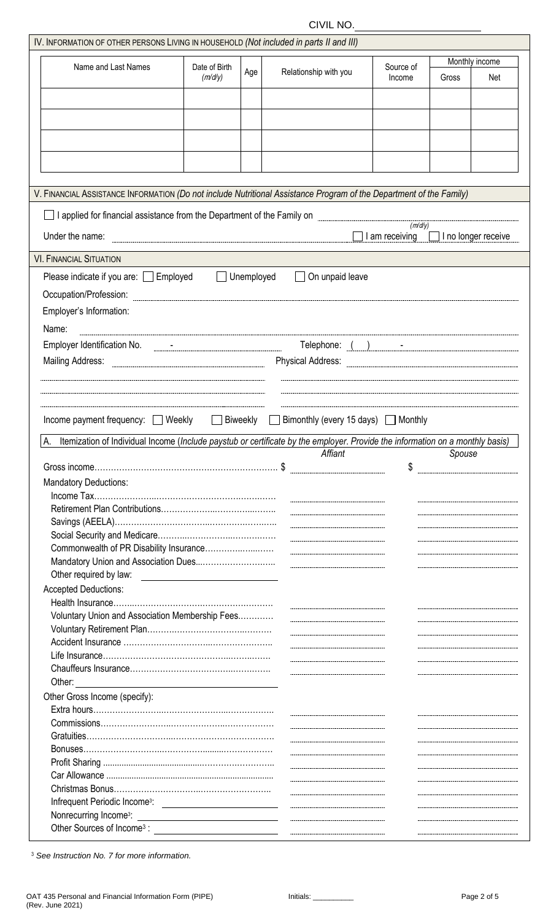CIVIL NO. ____________________

## IV. Information of Other Persons Living in Household *(Not included in parts II and III)*

| Name and Last Names | Date of Birth *(m/d/y)* | Age | Relationship with you | Source of Income | Monthly income | |
|---|---|---|---|---|---|---|
| | | | | | Gross | Net |
| | | | | | | |
| | | | | | | |
| | | | | | | |
| | | | | | | |

## V. Financial Assistance Information *(Do not include Nutritional Assistance Program of the Department of the Family)*

☐ I applied for financial assistance from the Department of the Family on ____________________ *(m/d/y)*

Under the name: ____________________ ☐ I am receiving ☐ I no longer receive

## VI. Financial Situation

Please indicate if you are: ☐ Employed ☐ Unemployed ☐ On unpaid leave

Occupation/Profession: ____________________

Employer's Information:

Name: ____________________

Employer Identification No. ____ - ____________ Telephone: ( ) ____ - ________

Mailing Address: ____________________ Physical Address: ____________________

____________________ ____________________

____________________ ____________________

Income payment frequency: ☐ Weekly ☐ Biweekly ☐ Bimonthly (every 15 days) ☐ Monthly

A. Itemization of Individual Income *(Include paystub or certificate by the employer. Provide the information on a monthly basis)*

| | *Affiant* | *Spouse* |
|---|---|---|
| Gross income | $ | $ |
| **Mandatory Deductions:** | | |
| Income Tax | | |
| Retirement Plan Contributions | | |
| Savings (AEELA) | | |
| Social Security and Medicare | | |
| Commonwealth of PR Disability Insurance | | |
| Mandatory Union and Association Dues | | |
| Other required by law: ____________ | | |
| **Accepted Deductions:** | | |
| Health Insurance | | |
| Voluntary Union and Association Membership Fees | | |
| Voluntary Retirement Plan | | |
| Accident Insurance | | |
| Life Insurance | | |
| Chauffeurs Insurance | | |
| Other: ____________ | | |
| **Other Gross Income (specify):** | | |
| Extra hours | | |
| Commissions | | |
| Gratuities | | |
| Bonuses | | |
| Profit Sharing | | |
| Car Allowance | | |
| Christmas Bonus | | |
| Infrequent Periodic Income[3]: ____________ | | |
| Nonrecurring Income[3]: ____________ | | |
| Other Sources of Income[3]: ____________ | | |

[3] *See Instruction No. 7 for more information.*

OAT 435 Personal and Financial Information Form (PIPE) (Rev. June 2021)

Initials: _________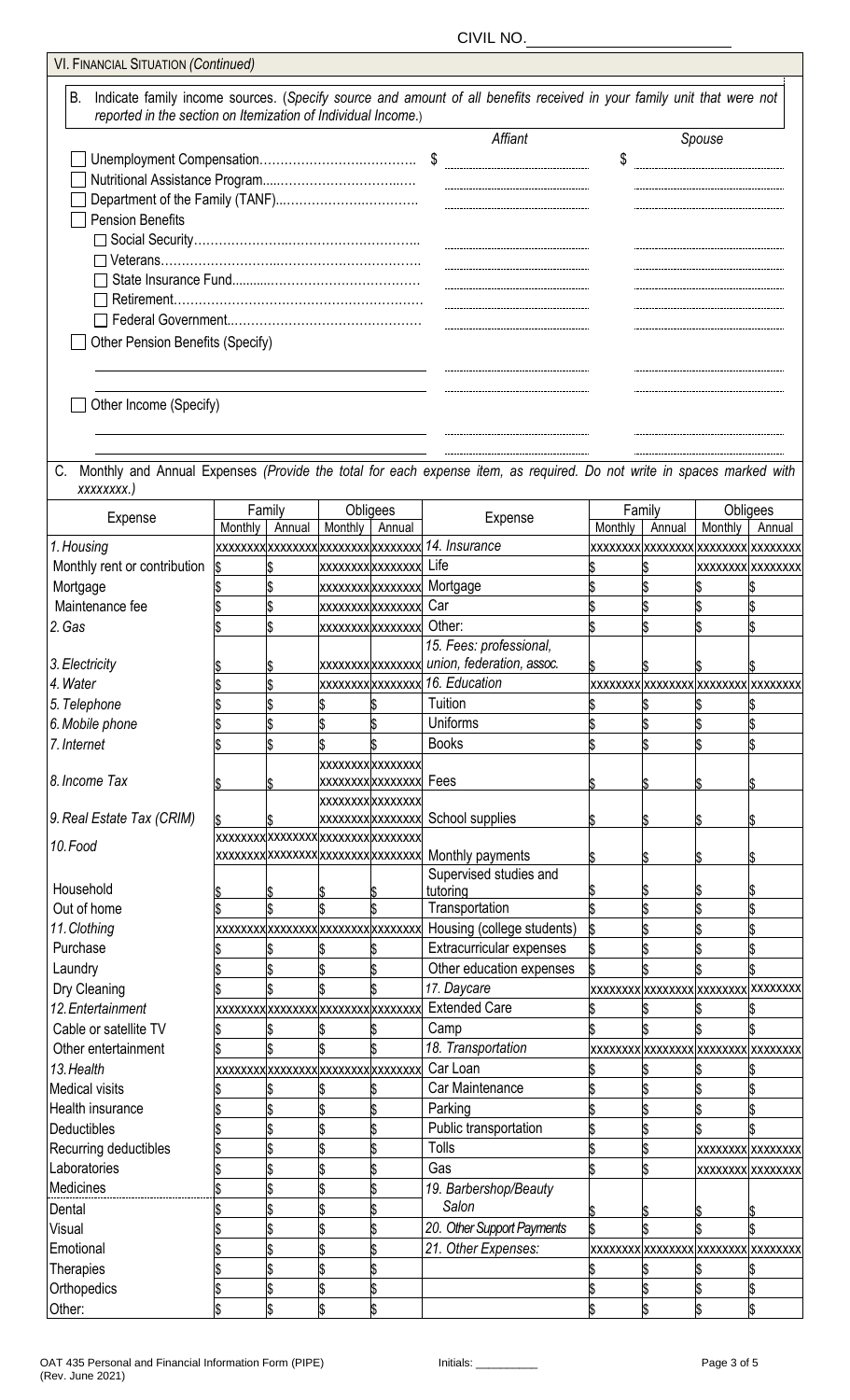CIVIL NO. ______________________

VI. FINANCIAL SITUATION *(Continued)*

B. Indicate family income sources. (*Specify source and amount of all benefits received in your family unit that were not reported in the section on Itemization of Individual Income.*)

| | Affiant | Spouse |
|---|---|---|
| ☐ Unemployment Compensation…………………………… | $ ________ | $ ________ |
| ☐ Nutritional Assistance Program……………………………… | ________ | ________ |
| ☐ Department of the Family (TANF)……………………………… | ________ | ________ |
| ☐ Pension Benefits | | |
| ☐ Social Security……………………………………………… | ________ | ________ |
| ☐ Veterans……………………………………………………… | ________ | ________ |
| ☐ State Insurance Fund……………………………………… | ________ | ________ |
| ☐ Retirement…………………………………………………… | ________ | ________ |
| ☐ Federal Government………………………………………… | ________ | ________ |
| ☐ Other Pension Benefits (Specify) | | |
| ________ | ________ | ________ |
| ________ | ________ | ________ |
| ☐ Other Income (Specify) | | |
| ________ | ________ | ________ |
| ________ | ________ | ________ |

C. Monthly and Annual Expenses *(Provide the total for each expense item, as required. Do not write in spaces marked with xxxxxxxx.)*

| Expense | Family | | Obligees | | Expense | Family | | Obligees | |
|---|---|---|---|---|---|---|---|---|---|
| | Monthly | Annual | Monthly | Annual | | Monthly | Annual | Monthly | Annual |
| *1. Housing* | xxxxxxxx | xxxxxxxx | xxxxxxxx | xxxxxxxx | *14. Insurance* | xxxxxxxx | xxxxxxxx | xxxxxxxx | xxxxxxxx |
| Monthly rent or contribution | $ | $ | xxxxxxxx | xxxxxxxx | Life | $ | $ | xxxxxxxx | xxxxxxxx |
| Mortgage | $ | $ | xxxxxxxx | xxxxxxxx | Mortgage | $ | $ | $ | $ |
| Maintenance fee | $ | $ | xxxxxxxx | xxxxxxxx | Car | $ | $ | $ | $ |
| *2. Gas* | $ | $ | xxxxxxxx | xxxxxxxx | Other: | $ | $ | $ | $ |
| *3. Electricity* | $ | $ | xxxxxxxx | xxxxxxxx | *15. Fees: professional, union, federation, assoc.* | $ | $ | $ | $ |
| *4. Water* | $ | $ | xxxxxxxx | xxxxxxxx | *16. Education* | xxxxxxxx | xxxxxxxx | xxxxxxxx | xxxxxxxx |
| *5. Telephone* | $ | $ | $ | $ | Tuition | $ | $ | $ | $ |
| *6. Mobile phone* | $ | $ | $ | $ | Uniforms | $ | $ | $ | $ |
| *7. Internet* | $ | $ | $ | $ | Books | $ | $ | $ | $ |
| *8. Income Tax* | $ | $ | xxxxxxxx | xxxxxxxx | Fees | $ | $ | $ | $ |
| *9. Real Estate Tax (CRIM)* | $ | $ | xxxxxxxx | xxxxxxxx | School supplies | $ | $ | $ | $ |
| *10. Food* | xxxxxxxx | xxxxxxxx | xxxxxxxx | xxxxxxxx | Monthly payments | $ | $ | $ | $ |
| Household | $ | $ | $ | $ | Supervised studies and tutoring | $ | $ | $ | $ |
| Out of home | $ | $ | $ | $ | Transportation | $ | $ | $ | $ |
| *11. Clothing* | xxxxxxxx | xxxxxxxx | xxxxxxxx | xxxxxxxx | Housing (college students) | $ | $ | $ | $ |
| Purchase | $ | $ | $ | $ | Extracurricular expenses | $ | $ | $ | $ |
| Laundry | $ | $ | $ | $ | Other education expenses | $ | $ | $ | $ |
| Dry Cleaning | $ | $ | $ | $ | *17. Daycare* | xxxxxxxx | xxxxxxxx | xxxxxxxx | xxxxxxxx |
| *12. Entertainment* | xxxxxxxx | xxxxxxxx | xxxxxxxx | xxxxxxxx | Extended Care | $ | $ | $ | $ |
| Cable or satellite TV | $ | $ | $ | $ | Camp | $ | $ | $ | $ |
| Other entertainment | $ | $ | $ | $ | *18. Transportation* | xxxxxxxx | xxxxxxxx | xxxxxxxx | xxxxxxxx |
| *13. Health* | xxxxxxxx | xxxxxxxx | xxxxxxxx | xxxxxxxx | Car Loan | $ | $ | $ | $ |
| Medical visits | $ | $ | $ | $ | Car Maintenance | $ | $ | $ | $ |
| Health insurance | $ | $ | $ | $ | Parking | $ | $ | $ | $ |
| Deductibles | $ | $ | $ | $ | Public transportation | $ | $ | $ | $ |
| Recurring deductibles | $ | $ | $ | $ | Tolls | $ | $ | xxxxxxxx | xxxxxxxx |
| Laboratories | $ | $ | $ | $ | Gas | $ | $ | xxxxxxxx | xxxxxxxx |
| Medicines | $ | $ | $ | $ | *19. Barbershop/Beauty Salon* | $ | $ | $ | $ |
| Dental | $ | $ | $ | $ | | | | | |
| Visual | $ | $ | $ | $ | *20. Other Support Payments* | $ | $ | $ | $ |
| Emotional | $ | $ | $ | $ | *21. Other Expenses:* | xxxxxxxx | xxxxxxxx | xxxxxxxx | xxxxxxxx |
| Therapies | $ | $ | $ | $ | | $ | $ | $ | $ |
| Orthopedics | $ | $ | $ | $ | | $ | $ | $ | $ |
| Other: | $ | $ | $ | $ | | $ | $ | $ | $ |

OAT 435 Personal and Financial Information Form (PIPE)
(Rev. June 2021)

Initials: __________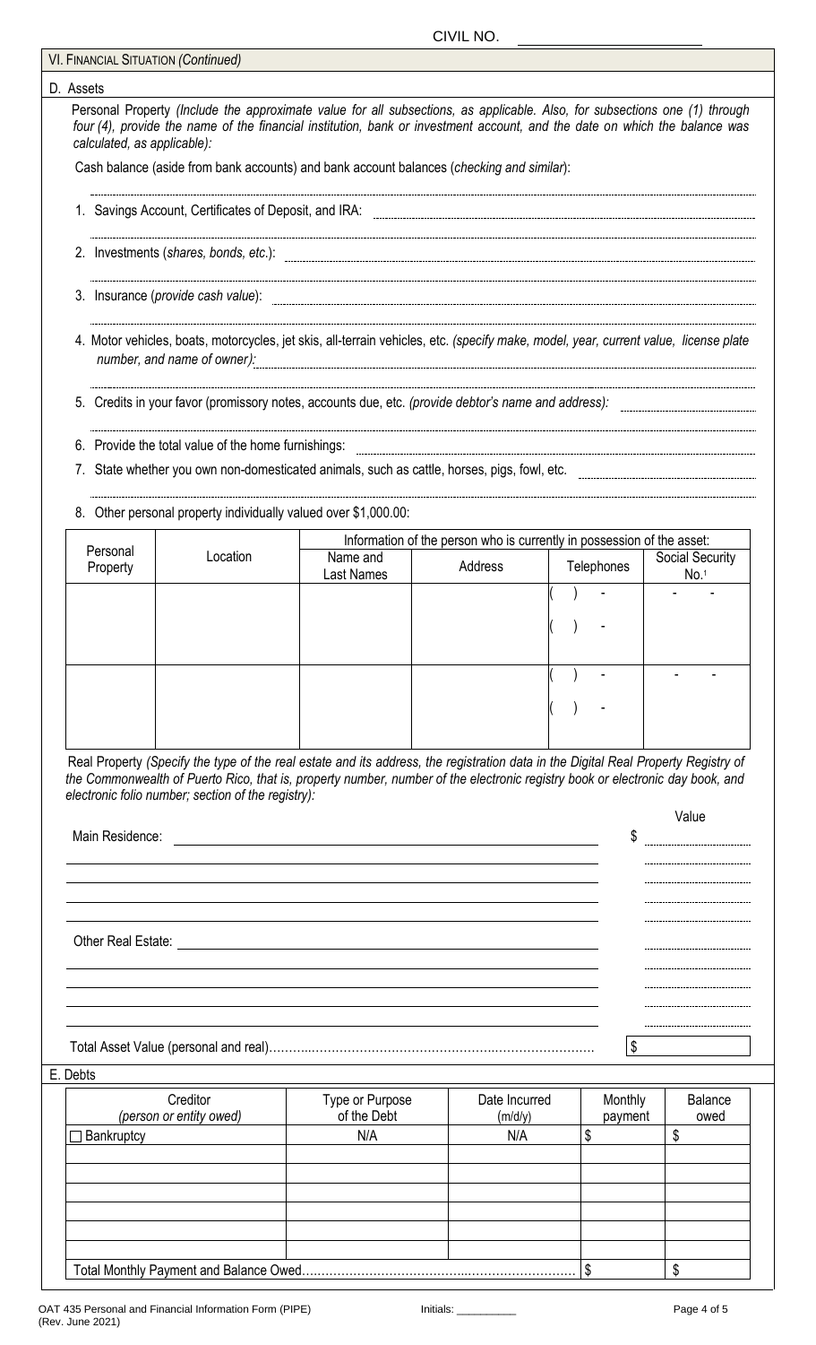CIVIL NO. ____________________

## VI. Financial Situation *(Continued)*

### D. Assets

Personal Property *(Include the approximate value for all subsections, as applicable. Also, for subsections one (1) through four (4), provide the name of the financial institution, bank or investment account, and the date on which the balance was calculated, as applicable):*

Cash balance (aside from bank accounts) and bank account balances (*checking and similar*):

1. Savings Account, Certificates of Deposit, and IRA: ____________________

2. Investments (*shares, bonds, etc.*): ____________________

3. Insurance (*provide cash value*): ____________________

4. Motor vehicles, boats, motorcycles, jet skis, all-terrain vehicles, etc. *(specify make, model, year, current value, license plate number, and name of owner):* ____________________

5. Credits in your favor (promissory notes, accounts due, etc. *(provide debtor's name and address):* ____________________

6. Provide the total value of the home furnishings: ____________________

7. State whether you own non-domesticated animals, such as cattle, horses, pigs, fowl, etc. ____________________

8. Other personal property individually valued over $1,000.00:

| Personal Property | Location | Information of the person who is currently in possession of the asset: | | | |
|---|---|---|---|---|---|
| | | Name and Last Names | Address | Telephones | Social Security No.[1] |
| | | | | ( ) - <br> ( ) - | - - |
| | | | | ( ) - <br> ( ) - | - - |

Real Property *(Specify the type of the real estate and its address, the registration data in the Digital Real Property Registry of the Commonwealth of Puerto Rico, that is, property number, number of the electronic registry book or electronic day book, and electronic folio number; section of the registry):*

| | Value |
|---|---|
| Main Residence: | $ |
| | |
| | |
| | |
| Other Real Estate: | |
| | |
| | |
| | |
| Total Asset Value (personal and real)…………… | $ |

### E. Debts

| Creditor *(person or entity owed)* | Type or Purpose of the Debt | Date Incurred (m/d/y) | Monthly payment | Balance owed |
|---|---|---|---|---|
| ☐ Bankruptcy | N/A | N/A | $ | $ |
| | | | | |
| | | | | |
| | | | | |
| | | | | |
| | | | | |
| Total Monthly Payment and Balance Owed…………… | | | $ | $ |

OAT 435 Personal and Financial Information Form (PIPE) (Rev. June 2021) Initials: _________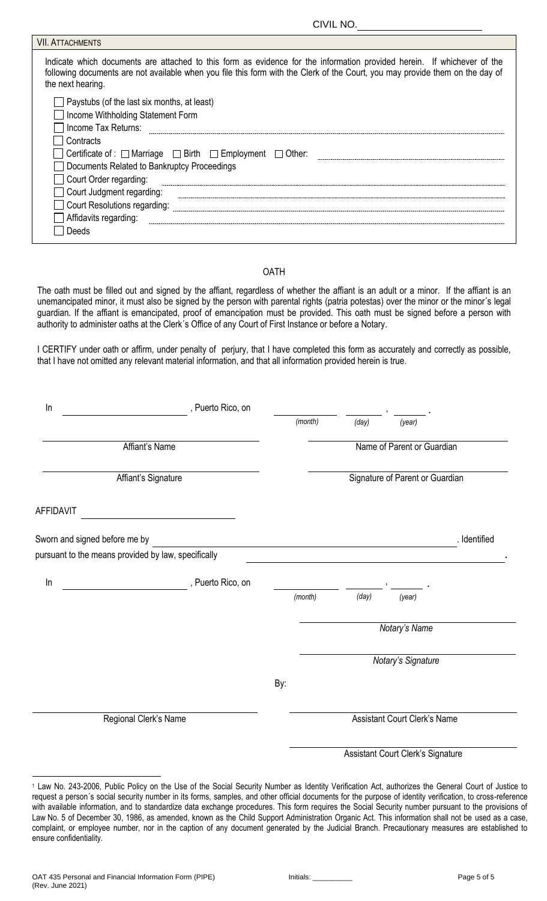CIVIL NO. ____________________

## VII. ATTACHMENTS

Indicate which documents are attached to this form as evidence for the information provided herein. If whichever of the following documents are not available when you file this form with the Clerk of the Court, you may provide them on the day of the next hearing.

- ☐ Paystubs (of the last six months, at least)
- ☐ Income Withholding Statement Form
- ☐ Income Tax Returns: ____________________
- ☐ Contracts
- ☐ Certificate of : ☐ Marriage ☐ Birth ☐ Employment ☐ Other: ____________________
- ☐ Documents Related to Bankruptcy Proceedings
- ☐ Court Order regarding: ____________________
- ☐ Court Judgment regarding: ____________________
- ☐ Court Resolutions regarding: ____________________
- ☐ Affidavits regarding: ____________________
- ☐ Deeds

## OATH

The oath must be filled out and signed by the affiant, regardless of whether the affiant is an adult or a minor. If the affiant is an unemancipated minor, it must also be signed by the person with parental rights (patria potestas) over the minor or the minor´s legal guardian. If the affiant is emancipated, proof of emancipation must be provided. This oath must be signed before a person with authority to administer oaths at the Clerk´s Office of any Court of First Instance or before a Notary.

I CERTIFY under oath or affirm, under penalty of perjury, that I have completed this form as accurately and correctly as possible, that I have not omitted any relevant material information, and that all information provided herein is true.

In ____________________, Puerto Rico, on ____________ ________, ________.
(month) (day) (year)

____________________ Affiant's Name

____________________ Name of Parent or Guardian

____________________ Affiant's Signature

____________________ Signature of Parent or Guardian

AFFIDAVIT ____________________

Sworn and signed before me by ________________________________________. Identified pursuant to the means provided by law, specifically ________________________________________.

In ____________________, Puerto Rico, on ____________ ________, ________.
(month) (day) (year)

____________________ *Notary's Name*

____________________ *Notary's Signature*

By:

____________________ Regional Clerk's Name

____________________ Assistant Court Clerk's Name

____________________ Assistant Court Clerk's Signature

[1] Law No. 243-2006, Public Policy on the Use of the Social Security Number as Identity Verification Act, authorizes the General Court of Justice to request a person´s social security number in its forms, samples, and other official documents for the purpose of identity verification, to cross-reference with available information, and to standardize data exchange procedures. This form requires the Social Security number pursuant to the provisions of Law No. 5 of December 30, 1986, as amended, known as the Child Support Administration Organic Act. This information shall not be used as a case, complaint, or employee number, nor in the caption of any document generated by the Judicial Branch. Precautionary measures are established to ensure confidentiality.

OAT 435 Personal and Financial Information Form (PIPE) (Rev. June 2021) Initials: __________